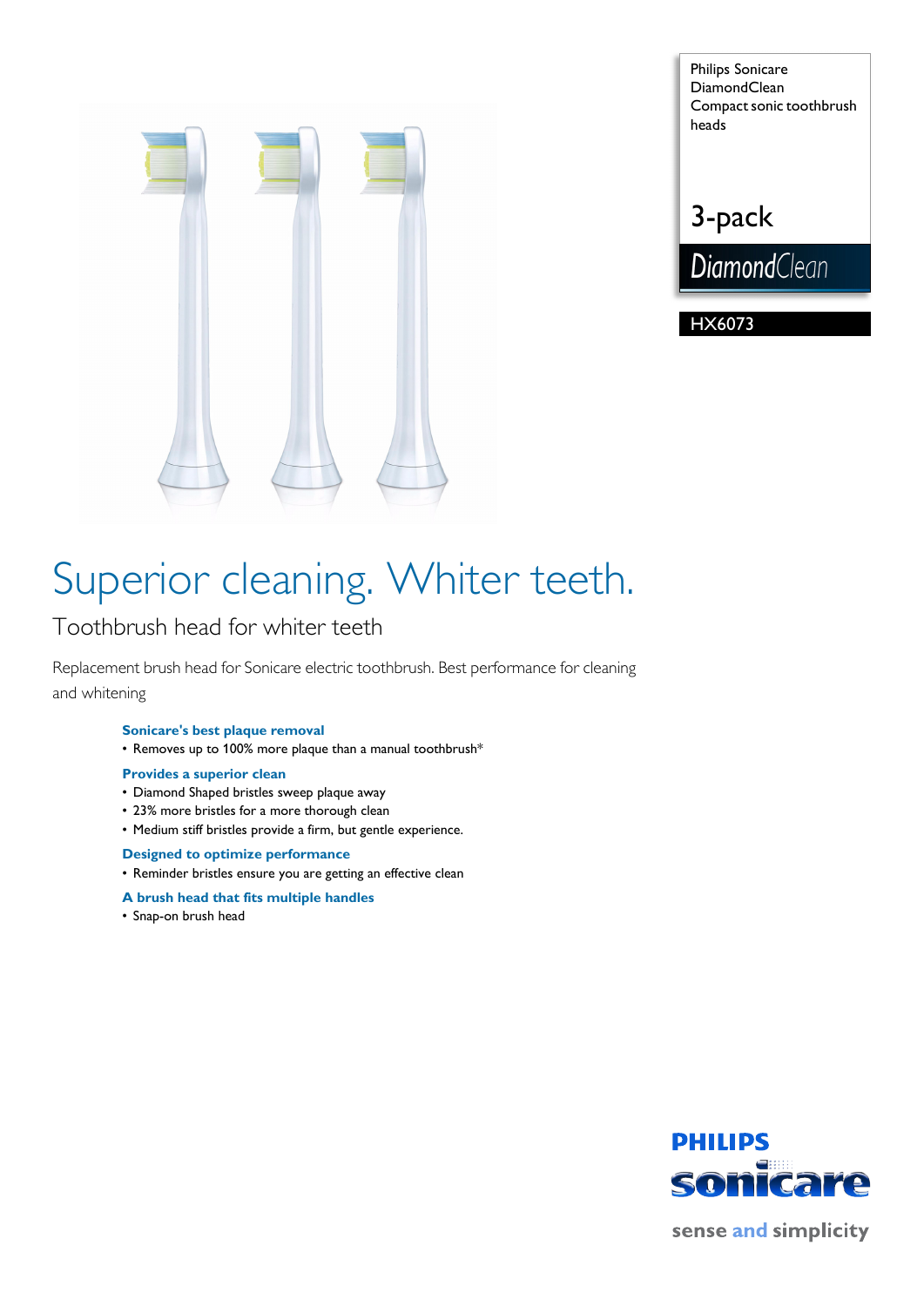Philips Sonicare DiamondClean Compact sonic toothbrush heads

3-pack

DiamondClean

HX6073

# Superior cleaning. Whiter teeth.

## Toothbrush head for whiter teeth

Replacement brush head for Sonicare electric toothbrush. Best performance for cleaning and whitening

**Sonicare's best plaque removal**

- Removes up to 100% more plaque than a manual toothbrush*

**Provides a superior clean**

- Diamond Shaped bristles sweep plaque away
- 23% more bristles for a more thorough clean
- Medium stiff bristles provide a firm, but gentle experience.

**Designed to optimize performance**

- Reminder bristles ensure you are getting an effective clean

**A brush head that fits multiple handles**

- Snap-on brush head

PHILIPS sonicare

sense and simplicity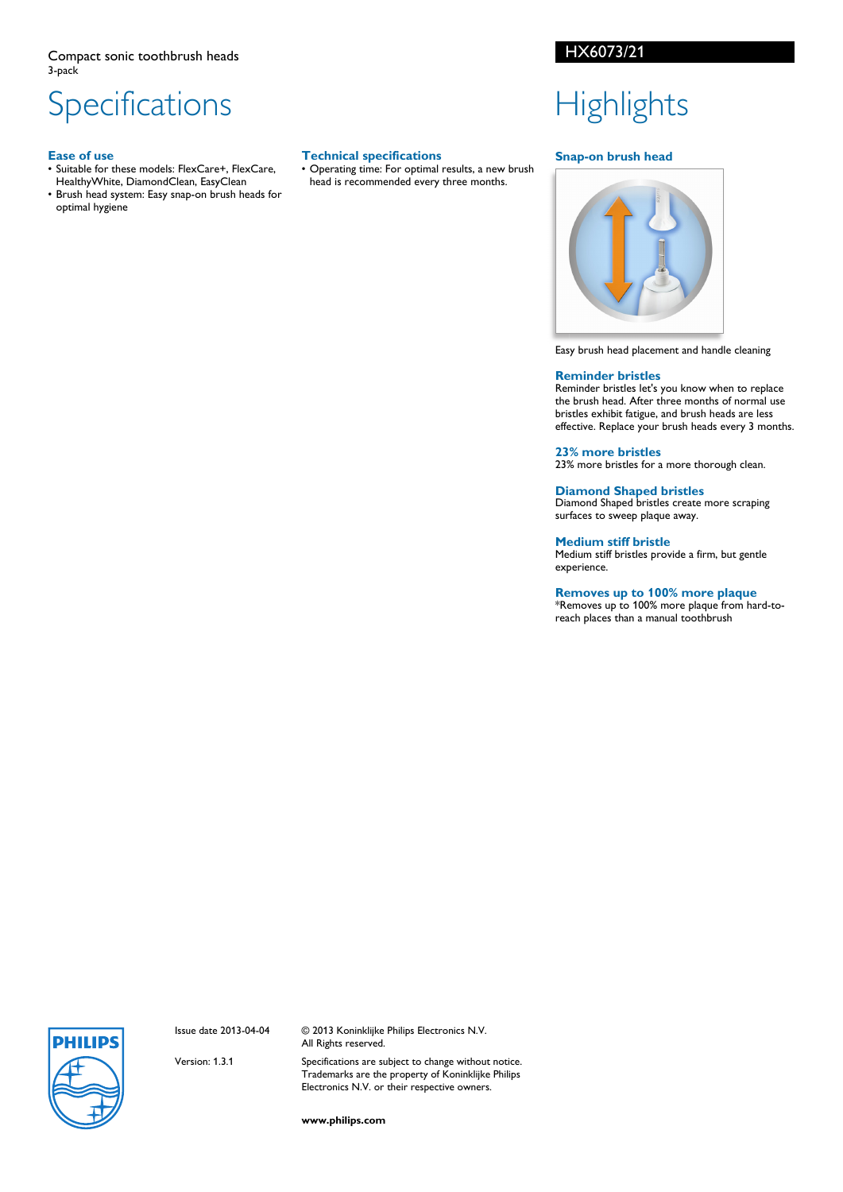Compact sonic toothbrush heads
3-pack

HX6073/21

# Specifications

### Ease of use

- Suitable for these models: FlexCare+, FlexCare, HealthyWhite, DiamondClean, EasyClean
- Brush head system: Easy snap-on brush heads for optimal hygiene

### Technical specifications

- Operating time: For optimal results, a new brush head is recommended every three months.

# Highlights

### Snap-on brush head

Easy brush head placement and handle cleaning

### Reminder bristles

Reminder bristles let's you know when to replace the brush head. After three months of normal use bristles exhibit fatigue, and brush heads are less effective. Replace your brush heads every 3 months.

### 23% more bristles

23% more bristles for a more thorough clean.

### Diamond Shaped bristles

Diamond Shaped bristles create more scraping surfaces to sweep plaque away.

### Medium stiff bristle

Medium stiff bristles provide a firm, but gentle experience.

### Removes up to 100% more plaque

*Removes up to 100% more plaque from hard-to-reach places than a manual toothbrush

Issue date 2013-04-04

Version: 1.3.1

© 2013 Koninklijke Philips Electronics N.V.
All Rights reserved.

Specifications are subject to change without notice. Trademarks are the property of Koninklijke Philips Electronics N.V. or their respective owners.

**www.philips.com**